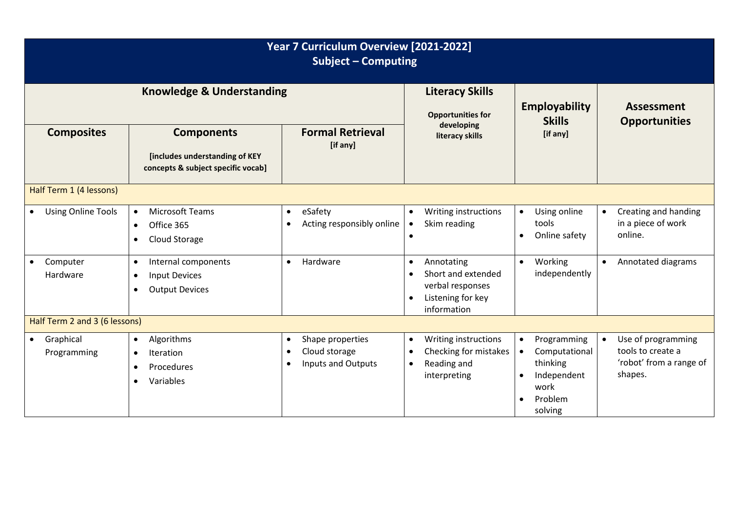# Year 7 Curriculum Overview [2021-2022]
## Subject – Computing

| Knowledge & Understanding | | | Literacy Skills<br>Opportunities for developing literacy skills | Employability Skills<br>[if any] | Assessment Opportunities |
|---|---|---|---|---|---|
| **Composites** | **Components**<br>[includes understanding of KEY concepts & subject specific vocab] | **Formal Retrieval**<br>[if any] | | | |
| Half Term 1 (4 lessons) | | | | | |
| • Using Online Tools | • Microsoft Teams<br>• Office 365<br>• Cloud Storage | • eSafety<br>• Acting responsibly online | • Writing instructions<br>• Skim reading<br>• | • Using online tools<br>• Online safety | • Creating and handing in a piece of work online. |
| • Computer Hardware | • Internal components<br>• Input Devices<br>• Output Devices | • Hardware | • Annotating<br>• Short and extended verbal responses<br>• Listening for key information | • Working independently | • Annotated diagrams |
| Half Term 2 and 3 (6 lessons) | | | | | |
| • Graphical Programming | • Algorithms<br>• Iteration<br>• Procedures<br>• Variables | • Shape properties<br>• Cloud storage<br>• Inputs and Outputs | • Writing instructions<br>• Checking for mistakes<br>• Reading and interpreting | • Programming<br>• Computational thinking<br>• Independent work<br>• Problem solving | • Use of programming tools to create a 'robot' from a range of shapes. |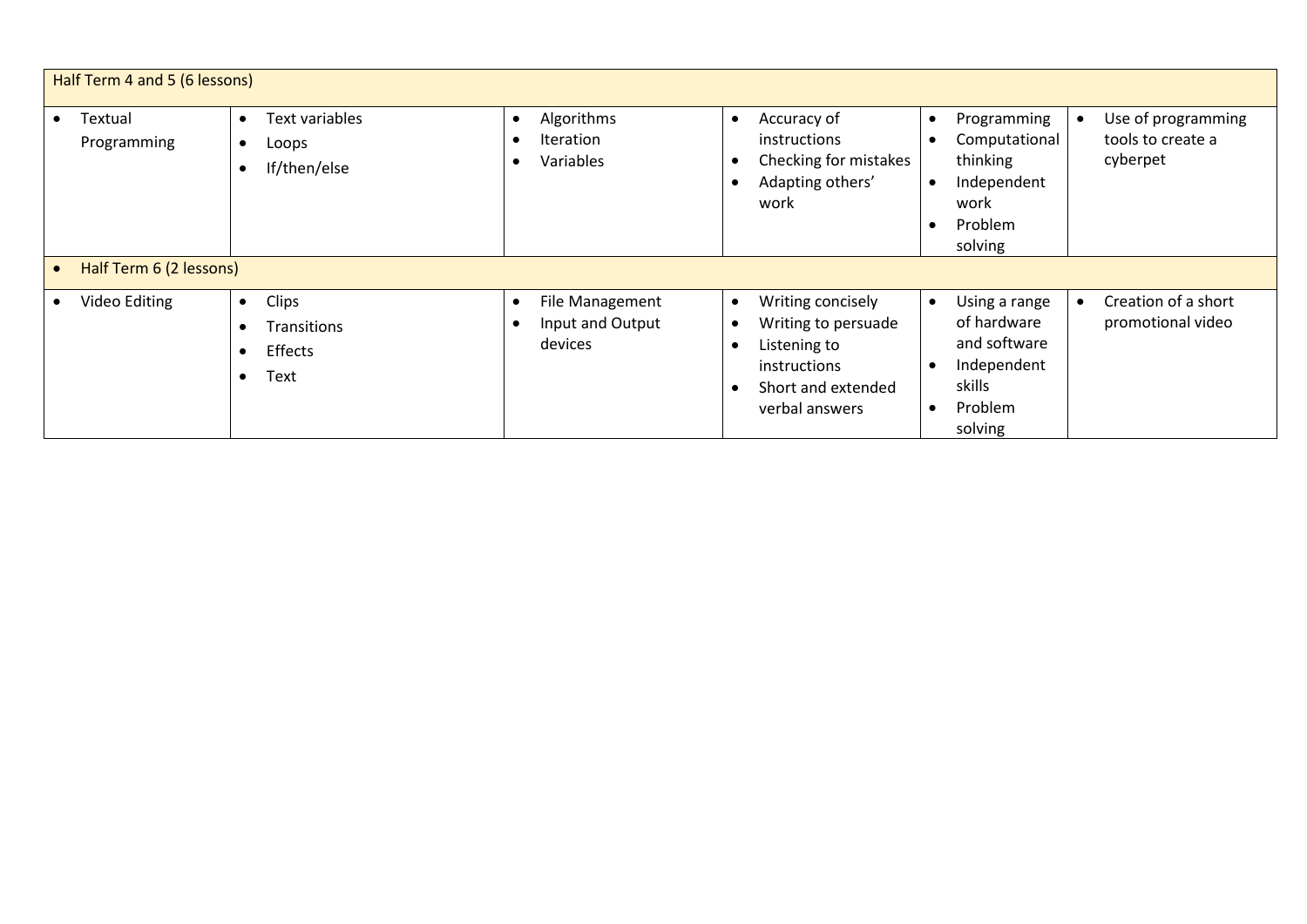| | | | | | |
|---|---|---|---|---|---|
| Half Term 4 and 5 (6 lessons) | | | | | |
| • Textual Programming | • Text variables<br>• Loops<br>• If/then/else | • Algorithms<br>• Iteration<br>• Variables | • Accuracy of instructions<br>• Checking for mistakes<br>• Adapting others' work | • Programming<br>• Computational thinking<br>• Independent work<br>• Problem solving | • Use of programming tools to create a cyberpet |
| • Half Term 6 (2 lessons) | | | | | |
| • Video Editing | • Clips<br>• Transitions<br>• Effects<br>• Text | • File Management<br>• Input and Output devices | • Writing concisely<br>• Writing to persuade<br>• Listening to instructions<br>• Short and extended verbal answers | • Using a range of hardware and software<br>• Independent skills<br>• Problem solving | • Creation of a short promotional video |